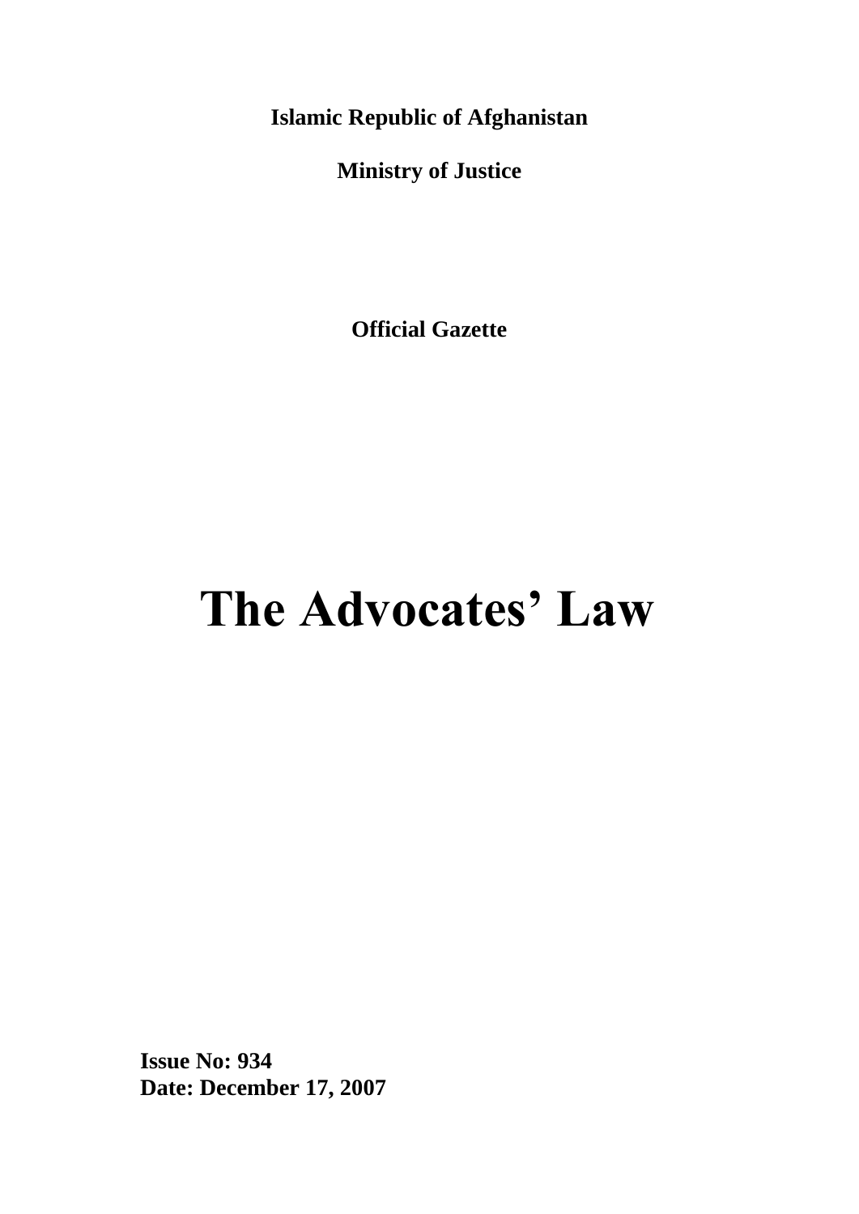**Islamic Republic of Afghanistan**

**Ministry of Justice**

**Official Gazette**

# The Advocates' Law

**Issue No: 934**
**Date: December 17, 2007**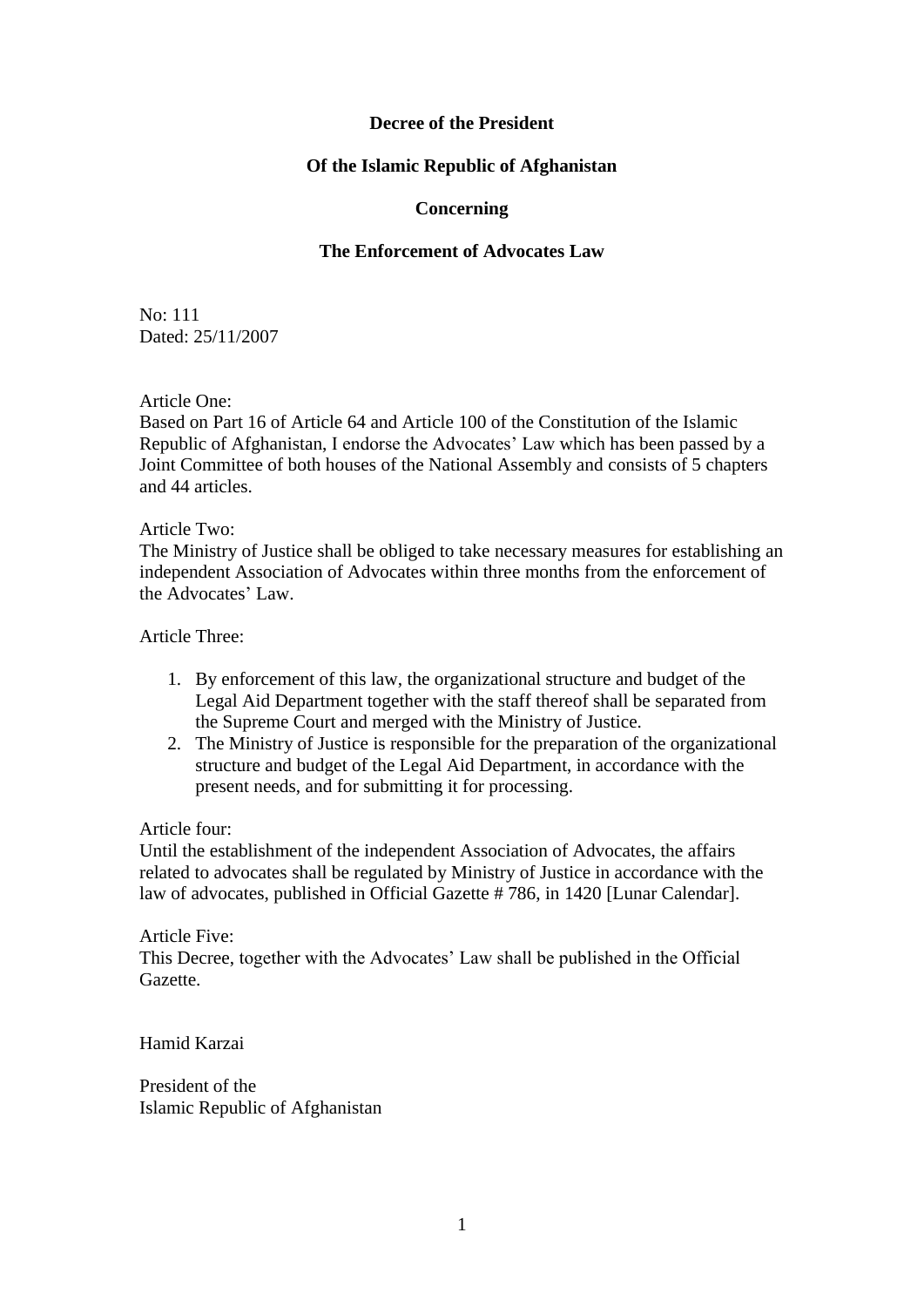**Decree of the President**

**Of the Islamic Republic of Afghanistan**

**Concerning**

**The Enforcement of Advocates Law**

No: 111
Dated: 25/11/2007

Article One:
Based on Part 16 of Article 64 and Article 100 of the Constitution of the Islamic Republic of Afghanistan, I endorse the Advocates' Law which has been passed by a Joint Committee of both houses of the National Assembly and consists of 5 chapters and 44 articles.

Article Two:
The Ministry of Justice shall be obliged to take necessary measures for establishing an independent Association of Advocates within three months from the enforcement of the Advocates' Law.

Article Three:

1. By enforcement of this law, the organizational structure and budget of the Legal Aid Department together with the staff thereof shall be separated from the Supreme Court and merged with the Ministry of Justice.
2. The Ministry of Justice is responsible for the preparation of the organizational structure and budget of the Legal Aid Department, in accordance with the present needs, and for submitting it for processing.

Article four:
Until the establishment of the independent Association of Advocates, the affairs related to advocates shall be regulated by Ministry of Justice in accordance with the law of advocates, published in Official Gazette # 786, in 1420 [Lunar Calendar].

Article Five:
This Decree, together with the Advocates' Law shall be published in the Official Gazette.

Hamid Karzai

President of the
Islamic Republic of Afghanistan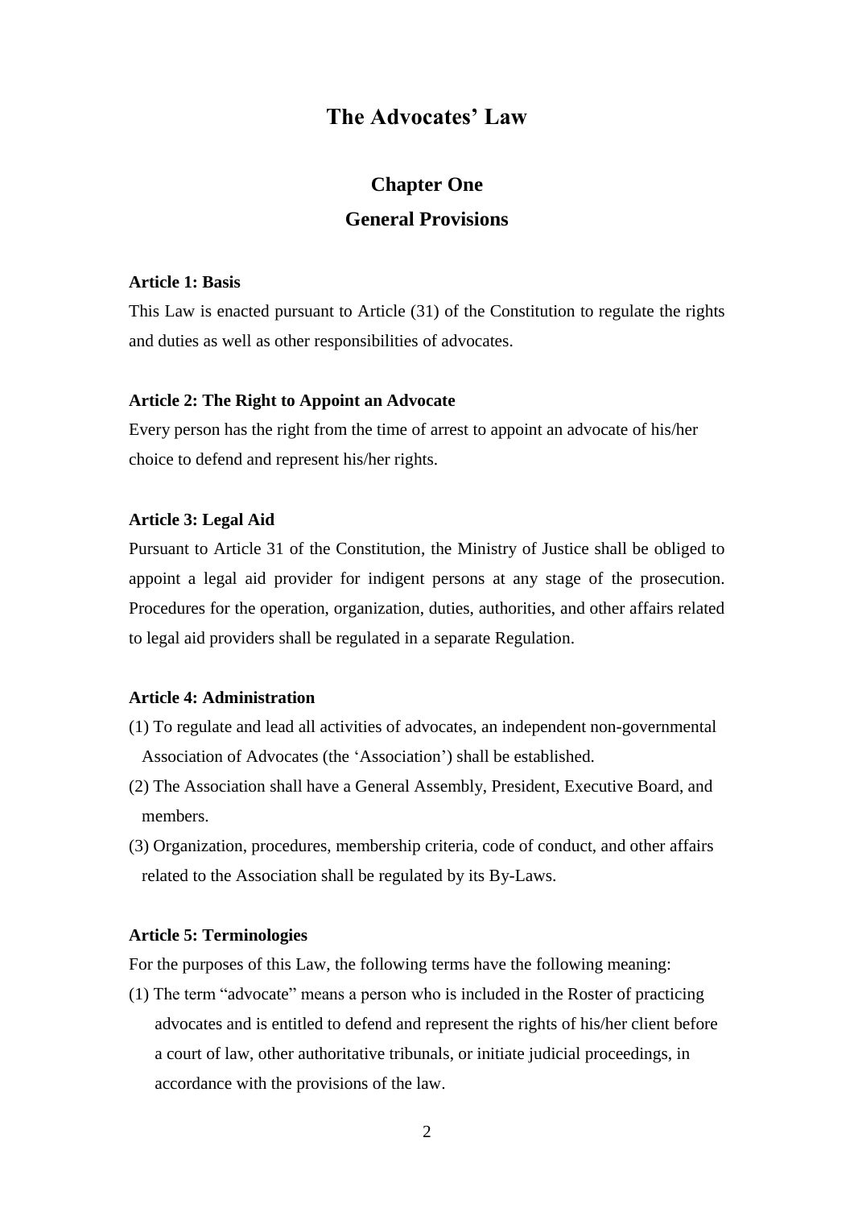# The Advocates' Law

## Chapter One

## General Provisions

**Article 1: Basis**

This Law is enacted pursuant to Article (31) of the Constitution to regulate the rights and duties as well as other responsibilities of advocates.

**Article 2: The Right to Appoint an Advocate**

Every person has the right from the time of arrest to appoint an advocate of his/her choice to defend and represent his/her rights.

**Article 3: Legal Aid**

Pursuant to Article 31 of the Constitution, the Ministry of Justice shall be obliged to appoint a legal aid provider for indigent persons at any stage of the prosecution. Procedures for the operation, organization, duties, authorities, and other affairs related to legal aid providers shall be regulated in a separate Regulation.

**Article 4: Administration**

(1) To regulate and lead all activities of advocates, an independent non-governmental Association of Advocates (the 'Association') shall be established.

(2) The Association shall have a General Assembly, President, Executive Board, and members.

(3) Organization, procedures, membership criteria, code of conduct, and other affairs related to the Association shall be regulated by its By-Laws.

**Article 5: Terminologies**

For the purposes of this Law, the following terms have the following meaning:

(1) The term "advocate" means a person who is included in the Roster of practicing advocates and is entitled to defend and represent the rights of his/her client before a court of law, other authoritative tribunals, or initiate judicial proceedings, in accordance with the provisions of the law.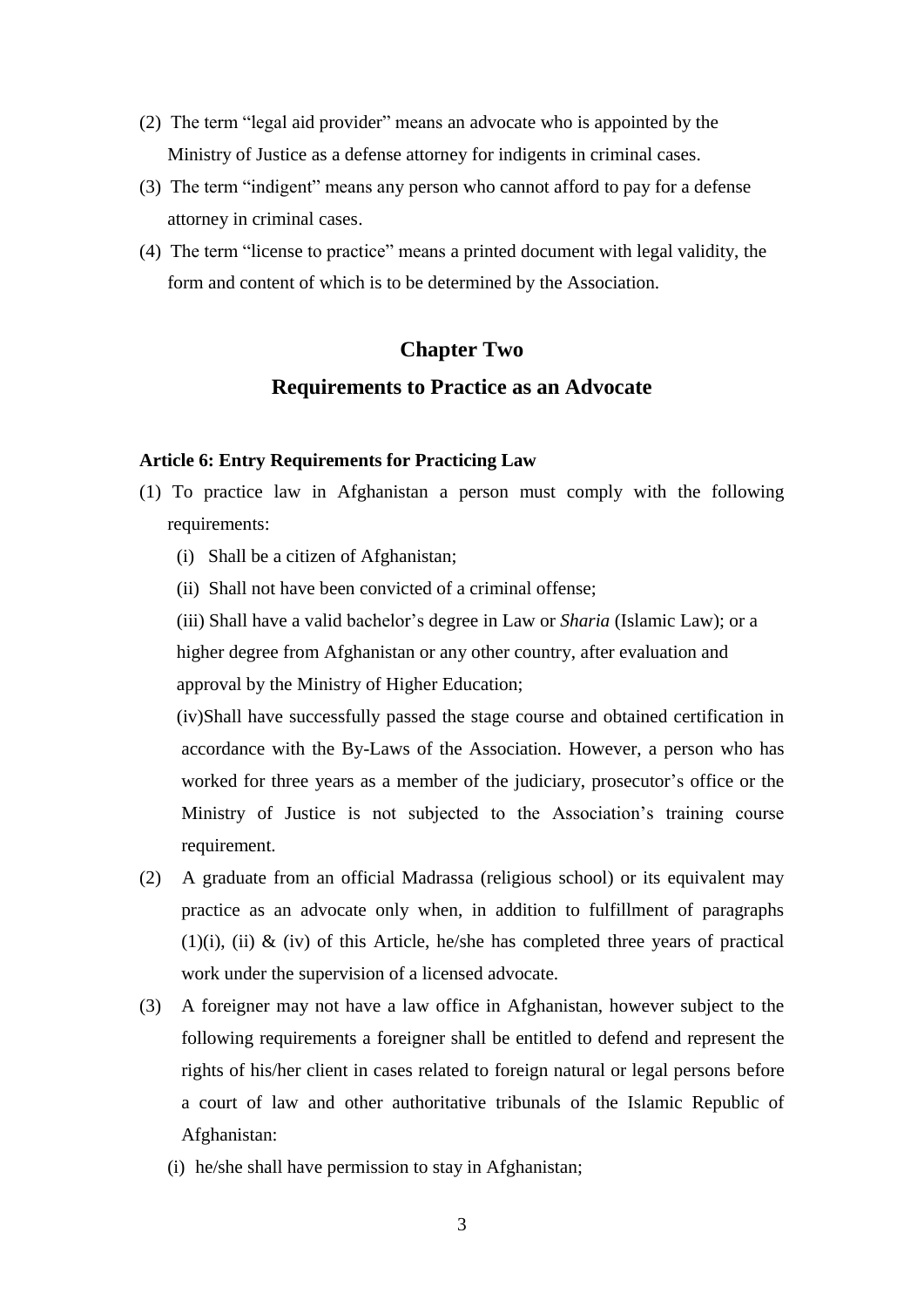(2) The term "legal aid provider" means an advocate who is appointed by the Ministry of Justice as a defense attorney for indigents in criminal cases.

(3) The term "indigent" means any person who cannot afford to pay for a defense attorney in criminal cases.

(4) The term "license to practice" means a printed document with legal validity, the form and content of which is to be determined by the Association.

## Chapter Two

## Requirements to Practice as an Advocate

**Article 6: Entry Requirements for Practicing Law**

(1) To practice law in Afghanistan a person must comply with the following requirements:

(i) Shall be a citizen of Afghanistan;

(ii) Shall not have been convicted of a criminal offense;

(iii) Shall have a valid bachelor's degree in Law or *Sharia* (Islamic Law); or a higher degree from Afghanistan or any other country, after evaluation and approval by the Ministry of Higher Education;

(iv)Shall have successfully passed the stage course and obtained certification in accordance with the By-Laws of the Association. However, a person who has worked for three years as a member of the judiciary, prosecutor's office or the Ministry of Justice is not subjected to the Association's training course requirement.

(2) A graduate from an official Madrassa (religious school) or its equivalent may practice as an advocate only when, in addition to fulfillment of paragraphs (1)(i), (ii) & (iv) of this Article, he/she has completed three years of practical work under the supervision of a licensed advocate.

(3) A foreigner may not have a law office in Afghanistan, however subject to the following requirements a foreigner shall be entitled to defend and represent the rights of his/her client in cases related to foreign natural or legal persons before a court of law and other authoritative tribunals of the Islamic Republic of Afghanistan:

(i) he/she shall have permission to stay in Afghanistan;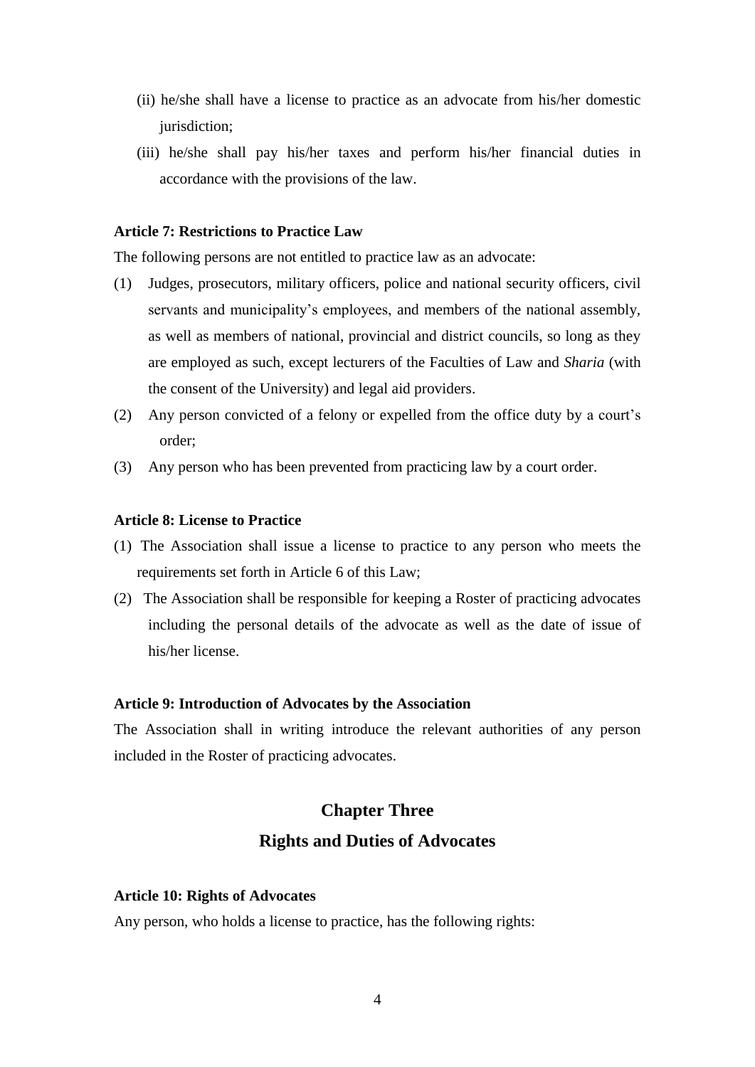(ii) he/she shall have a license to practice as an advocate from his/her domestic jurisdiction;

(iii) he/she shall pay his/her taxes and perform his/her financial duties in accordance with the provisions of the law.

**Article 7: Restrictions to Practice Law**

The following persons are not entitled to practice law as an advocate:

(1) Judges, prosecutors, military officers, police and national security officers, civil servants and municipality's employees, and members of the national assembly, as well as members of national, provincial and district councils, so long as they are employed as such, except lecturers of the Faculties of Law and *Sharia* (with the consent of the University) and legal aid providers.

(2) Any person convicted of a felony or expelled from the office duty by a court's order;

(3) Any person who has been prevented from practicing law by a court order.

**Article 8: License to Practice**

(1) The Association shall issue a license to practice to any person who meets the requirements set forth in Article 6 of this Law;

(2) The Association shall be responsible for keeping a Roster of practicing advocates including the personal details of the advocate as well as the date of issue of his/her license.

**Article 9: Introduction of Advocates by the Association**

The Association shall in writing introduce the relevant authorities of any person included in the Roster of practicing advocates.

## Chapter Three

## Rights and Duties of Advocates

**Article 10: Rights of Advocates**

Any person, who holds a license to practice, has the following rights: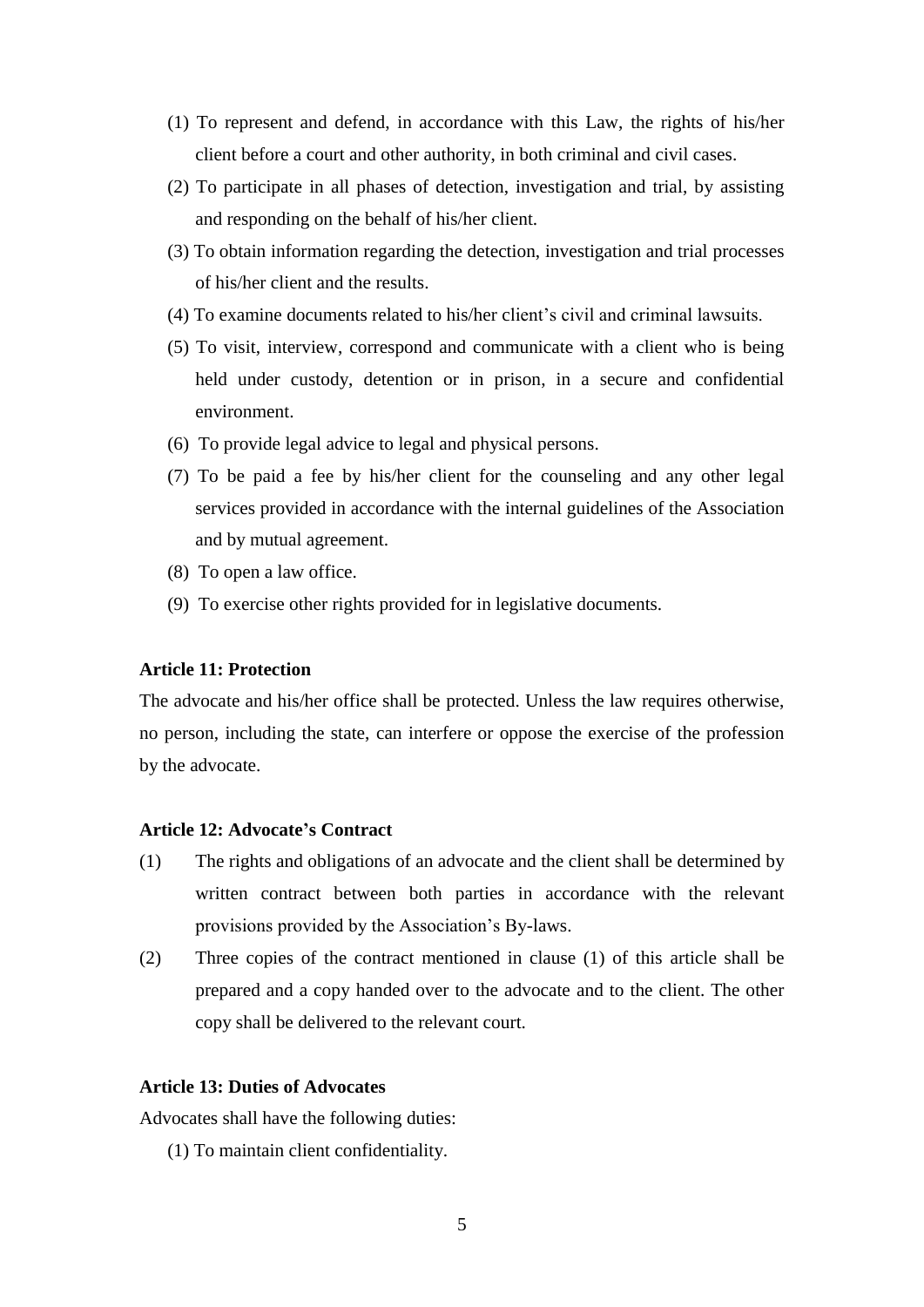(1) To represent and defend, in accordance with this Law, the rights of his/her client before a court and other authority, in both criminal and civil cases.

(2) To participate in all phases of detection, investigation and trial, by assisting and responding on the behalf of his/her client.

(3) To obtain information regarding the detection, investigation and trial processes of his/her client and the results.

(4) To examine documents related to his/her client's civil and criminal lawsuits.

(5) To visit, interview, correspond and communicate with a client who is being held under custody, detention or in prison, in a secure and confidential environment.

(6) To provide legal advice to legal and physical persons.

(7) To be paid a fee by his/her client for the counseling and any other legal services provided in accordance with the internal guidelines of the Association and by mutual agreement.

(8) To open a law office.

(9) To exercise other rights provided for in legislative documents.

**Article 11: Protection**

The advocate and his/her office shall be protected. Unless the law requires otherwise, no person, including the state, can interfere or oppose the exercise of the profession by the advocate.

**Article 12: Advocate's Contract**

(1) The rights and obligations of an advocate and the client shall be determined by written contract between both parties in accordance with the relevant provisions provided by the Association's By-laws.

(2) Three copies of the contract mentioned in clause (1) of this article shall be prepared and a copy handed over to the advocate and to the client. The other copy shall be delivered to the relevant court.

**Article 13: Duties of Advocates**

Advocates shall have the following duties:

(1) To maintain client confidentiality.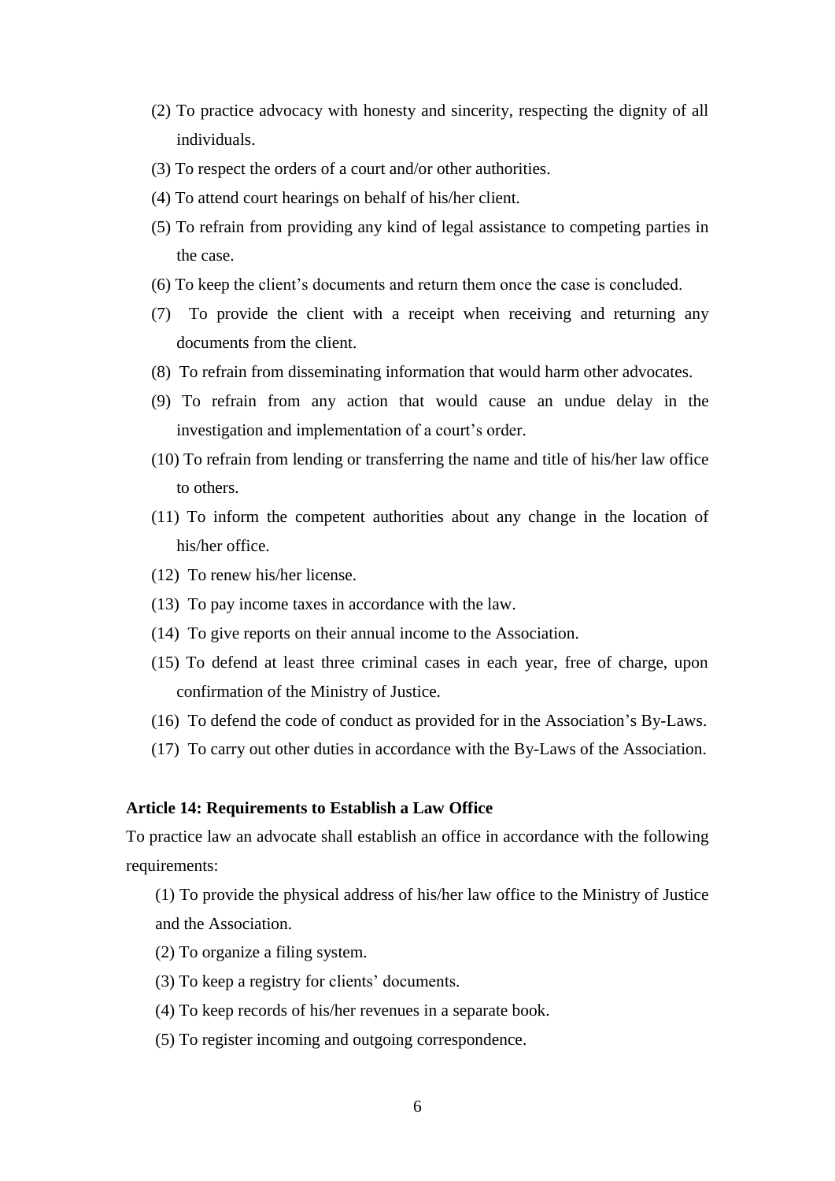(2) To practice advocacy with honesty and sincerity, respecting the dignity of all individuals.

(3) To respect the orders of a court and/or other authorities.

(4) To attend court hearings on behalf of his/her client.

(5) To refrain from providing any kind of legal assistance to competing parties in the case.

(6) To keep the client's documents and return them once the case is concluded.

(7) To provide the client with a receipt when receiving and returning any documents from the client.

(8) To refrain from disseminating information that would harm other advocates.

(9) To refrain from any action that would cause an undue delay in the investigation and implementation of a court's order.

(10) To refrain from lending or transferring the name and title of his/her law office to others.

(11) To inform the competent authorities about any change in the location of his/her office.

(12) To renew his/her license.

(13) To pay income taxes in accordance with the law.

(14) To give reports on their annual income to the Association.

(15) To defend at least three criminal cases in each year, free of charge, upon confirmation of the Ministry of Justice.

(16) To defend the code of conduct as provided for in the Association's By-Laws.

(17) To carry out other duties in accordance with the By-Laws of the Association.

**Article 14: Requirements to Establish a Law Office**

To practice law an advocate shall establish an office in accordance with the following requirements:

(1) To provide the physical address of his/her law office to the Ministry of Justice and the Association.

(2) To organize a filing system.

(3) To keep a registry for clients' documents.

(4) To keep records of his/her revenues in a separate book.

(5) To register incoming and outgoing correspondence.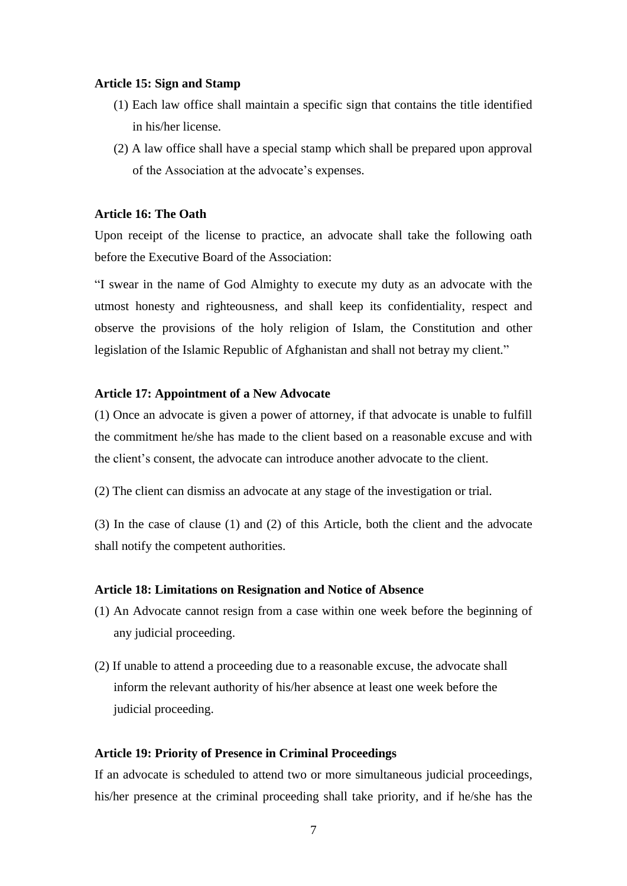**Article 15: Sign and Stamp**

(1) Each law office shall maintain a specific sign that contains the title identified in his/her license.

(2) A law office shall have a special stamp which shall be prepared upon approval of the Association at the advocate's expenses.

**Article 16: The Oath**

Upon receipt of the license to practice, an advocate shall take the following oath before the Executive Board of the Association:

"I swear in the name of God Almighty to execute my duty as an advocate with the utmost honesty and righteousness, and shall keep its confidentiality, respect and observe the provisions of the holy religion of Islam, the Constitution and other legislation of the Islamic Republic of Afghanistan and shall not betray my client."

**Article 17: Appointment of a New Advocate**

(1) Once an advocate is given a power of attorney, if that advocate is unable to fulfill the commitment he/she has made to the client based on a reasonable excuse and with the client's consent, the advocate can introduce another advocate to the client.

(2) The client can dismiss an advocate at any stage of the investigation or trial.

(3) In the case of clause (1) and (2) of this Article, both the client and the advocate shall notify the competent authorities.

**Article 18: Limitations on Resignation and Notice of Absence**

(1) An Advocate cannot resign from a case within one week before the beginning of any judicial proceeding.

(2) If unable to attend a proceeding due to a reasonable excuse, the advocate shall inform the relevant authority of his/her absence at least one week before the judicial proceeding.

**Article 19: Priority of Presence in Criminal Proceedings**

If an advocate is scheduled to attend two or more simultaneous judicial proceedings, his/her presence at the criminal proceeding shall take priority, and if he/she has the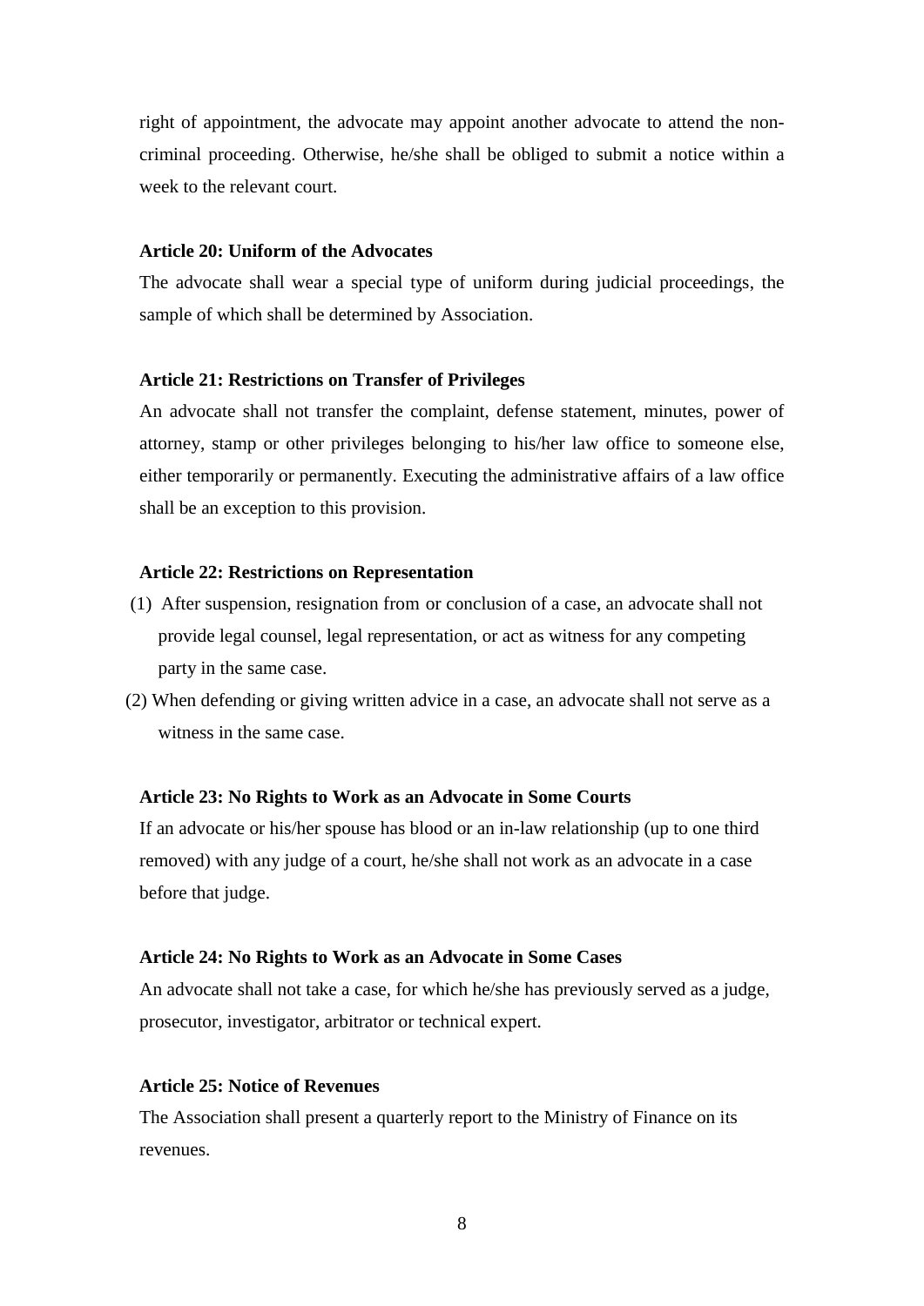right of appointment, the advocate may appoint another advocate to attend the non-criminal proceeding. Otherwise, he/she shall be obliged to submit a notice within a week to the relevant court.

**Article 20: Uniform of the Advocates**

The advocate shall wear a special type of uniform during judicial proceedings, the sample of which shall be determined by Association.

**Article 21: Restrictions on Transfer of Privileges**

An advocate shall not transfer the complaint, defense statement, minutes, power of attorney, stamp or other privileges belonging to his/her law office to someone else, either temporarily or permanently. Executing the administrative affairs of a law office shall be an exception to this provision.

**Article 22: Restrictions on Representation**

(1) After suspension, resignation from or conclusion of a case, an advocate shall not provide legal counsel, legal representation, or act as witness for any competing party in the same case.

(2) When defending or giving written advice in a case, an advocate shall not serve as a witness in the same case.

**Article 23: No Rights to Work as an Advocate in Some Courts**

If an advocate or his/her spouse has blood or an in-law relationship (up to one third removed) with any judge of a court, he/she shall not work as an advocate in a case before that judge.

**Article 24: No Rights to Work as an Advocate in Some Cases**

An advocate shall not take a case, for which he/she has previously served as a judge, prosecutor, investigator, arbitrator or technical expert.

**Article 25: Notice of Revenues**

The Association shall present a quarterly report to the Ministry of Finance on its revenues.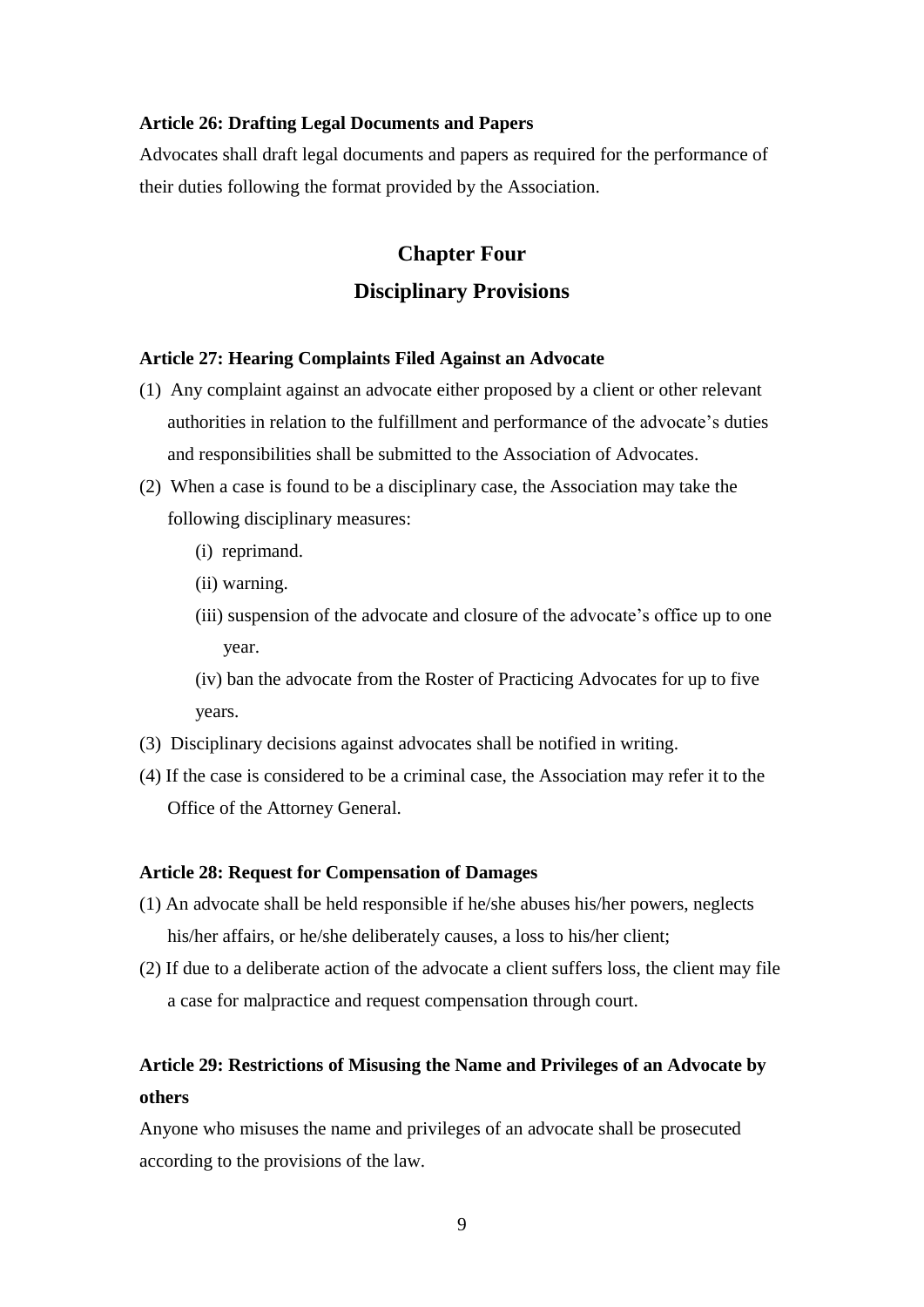**Article 26: Drafting Legal Documents and Papers**

Advocates shall draft legal documents and papers as required for the performance of their duties following the format provided by the Association.

## Chapter Four

## Disciplinary Provisions

**Article 27: Hearing Complaints Filed Against an Advocate**

(1) Any complaint against an advocate either proposed by a client or other relevant authorities in relation to the fulfillment and performance of the advocate's duties and responsibilities shall be submitted to the Association of Advocates.

(2) When a case is found to be a disciplinary case, the Association may take the following disciplinary measures:

  (i) reprimand.

  (ii) warning.

  (iii) suspension of the advocate and closure of the advocate's office up to one year.

  (iv) ban the advocate from the Roster of Practicing Advocates for up to five years.

(3) Disciplinary decisions against advocates shall be notified in writing.

(4) If the case is considered to be a criminal case, the Association may refer it to the Office of the Attorney General.

**Article 28: Request for Compensation of Damages**

(1) An advocate shall be held responsible if he/she abuses his/her powers, neglects his/her affairs, or he/she deliberately causes, a loss to his/her client;

(2) If due to a deliberate action of the advocate a client suffers loss, the client may file a case for malpractice and request compensation through court.

**Article 29: Restrictions of Misusing the Name and Privileges of an Advocate by others**

Anyone who misuses the name and privileges of an advocate shall be prosecuted according to the provisions of the law.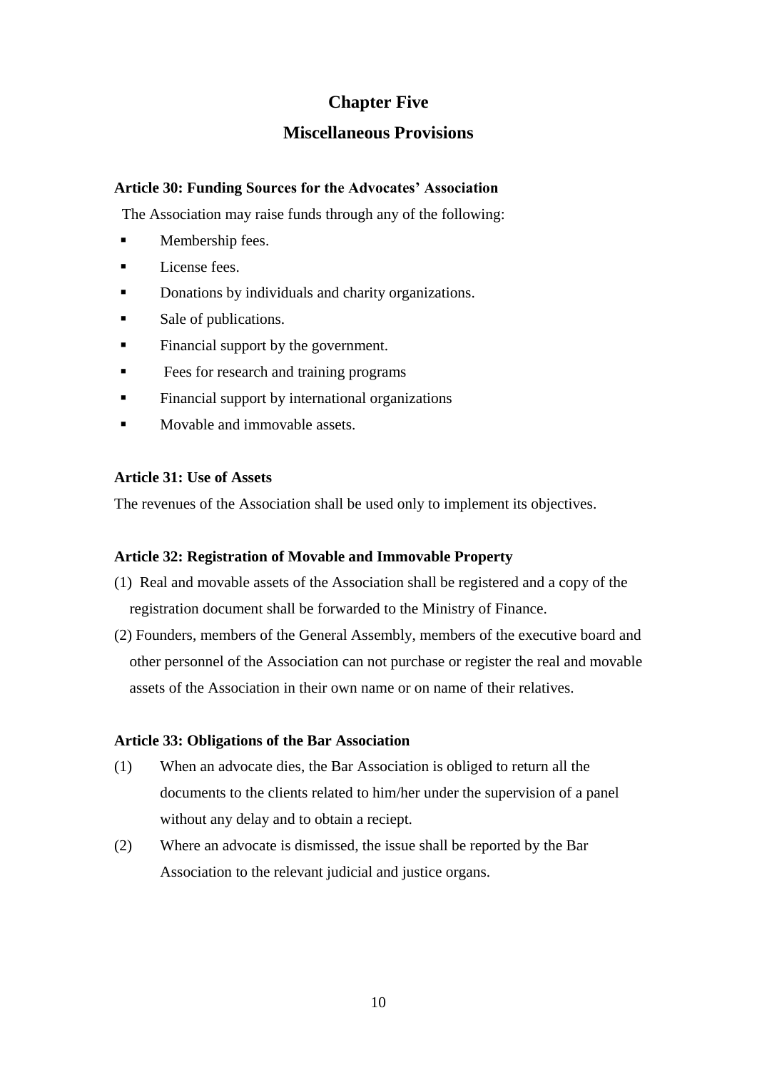# Chapter Five

## Miscellaneous Provisions

### Article 30: Funding Sources for the Advocates' Association

The Association may raise funds through any of the following:

- Membership fees.
- License fees.
- Donations by individuals and charity organizations.
- Sale of publications.
- Financial support by the government.
- Fees for research and training programs
- Financial support by international organizations
- Movable and immovable assets.

### Article 31: Use of Assets

The revenues of the Association shall be used only to implement its objectives.

### Article 32: Registration of Movable and Immovable Property

(1) Real and movable assets of the Association shall be registered and a copy of the registration document shall be forwarded to the Ministry of Finance.

(2) Founders, members of the General Assembly, members of the executive board and other personnel of the Association can not purchase or register the real and movable assets of the Association in their own name or on name of their relatives.

### Article 33: Obligations of the Bar Association

(1) When an advocate dies, the Bar Association is obliged to return all the documents to the clients related to him/her under the supervision of a panel without any delay and to obtain a reciept.

(2) Where an advocate is dismissed, the issue shall be reported by the Bar Association to the relevant judicial and justice organs.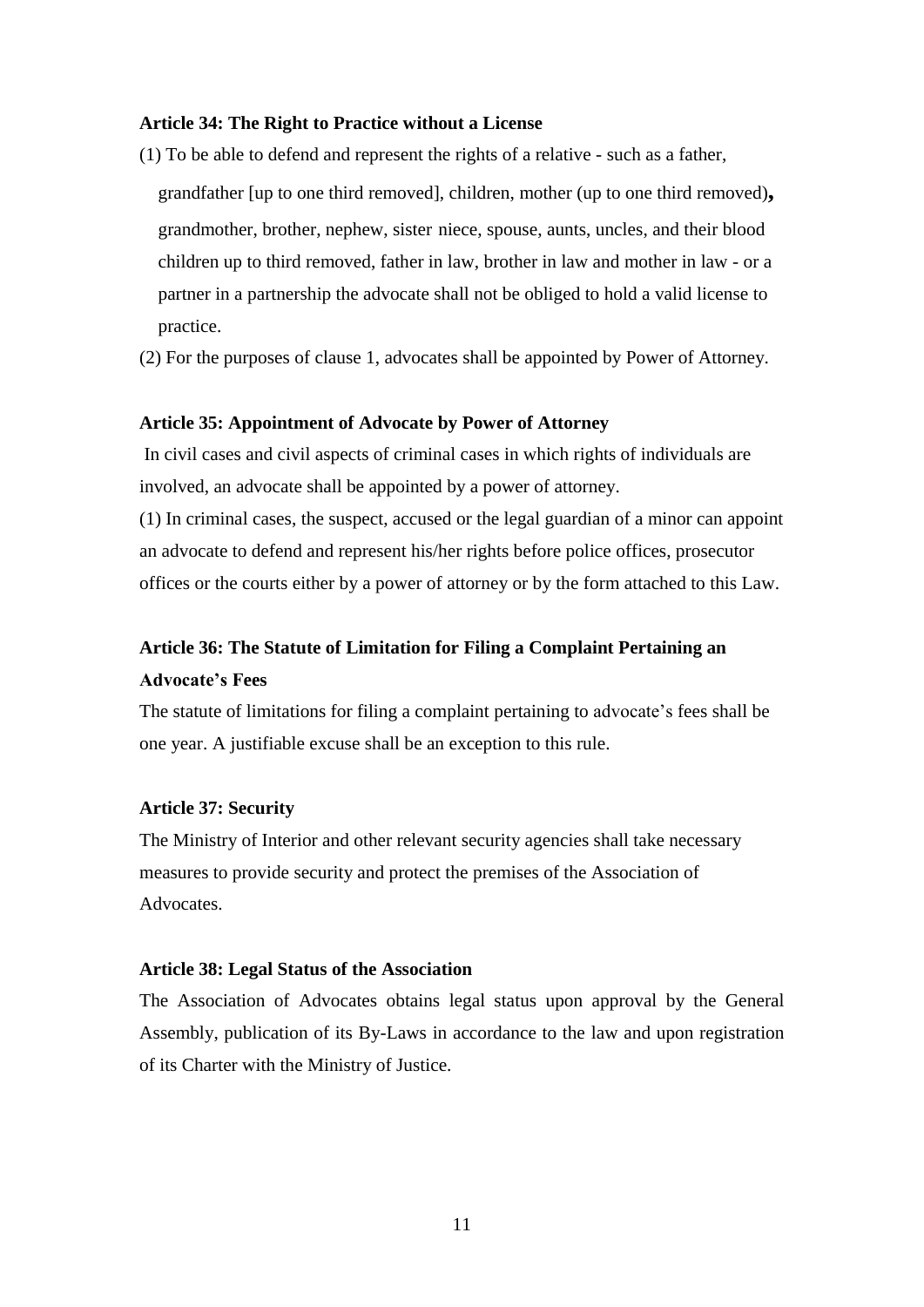**Article 34: The Right to Practice without a License**

(1) To be able to defend and represent the rights of a relative - such as a father, grandfather [up to one third removed], children, mother (up to one third removed)**,** grandmother, brother, nephew, sister niece, spouse, aunts, uncles, and their blood children up to third removed, father in law, brother in law and mother in law - or a partner in a partnership the advocate shall not be obliged to hold a valid license to practice.

(2) For the purposes of clause 1, advocates shall be appointed by Power of Attorney.

**Article 35: Appointment of Advocate by Power of Attorney**

In civil cases and civil aspects of criminal cases in which rights of individuals are involved, an advocate shall be appointed by a power of attorney.

(1) In criminal cases, the suspect, accused or the legal guardian of a minor can appoint an advocate to defend and represent his/her rights before police offices, prosecutor offices or the courts either by a power of attorney or by the form attached to this Law.

**Article 36: The Statute of Limitation for Filing a Complaint Pertaining an Advocate's Fees**

The statute of limitations for filing a complaint pertaining to advocate's fees shall be one year. A justifiable excuse shall be an exception to this rule.

**Article 37: Security**

The Ministry of Interior and other relevant security agencies shall take necessary measures to provide security and protect the premises of the Association of Advocates.

**Article 38: Legal Status of the Association**

The Association of Advocates obtains legal status upon approval by the General Assembly, publication of its By-Laws in accordance to the law and upon registration of its Charter with the Ministry of Justice.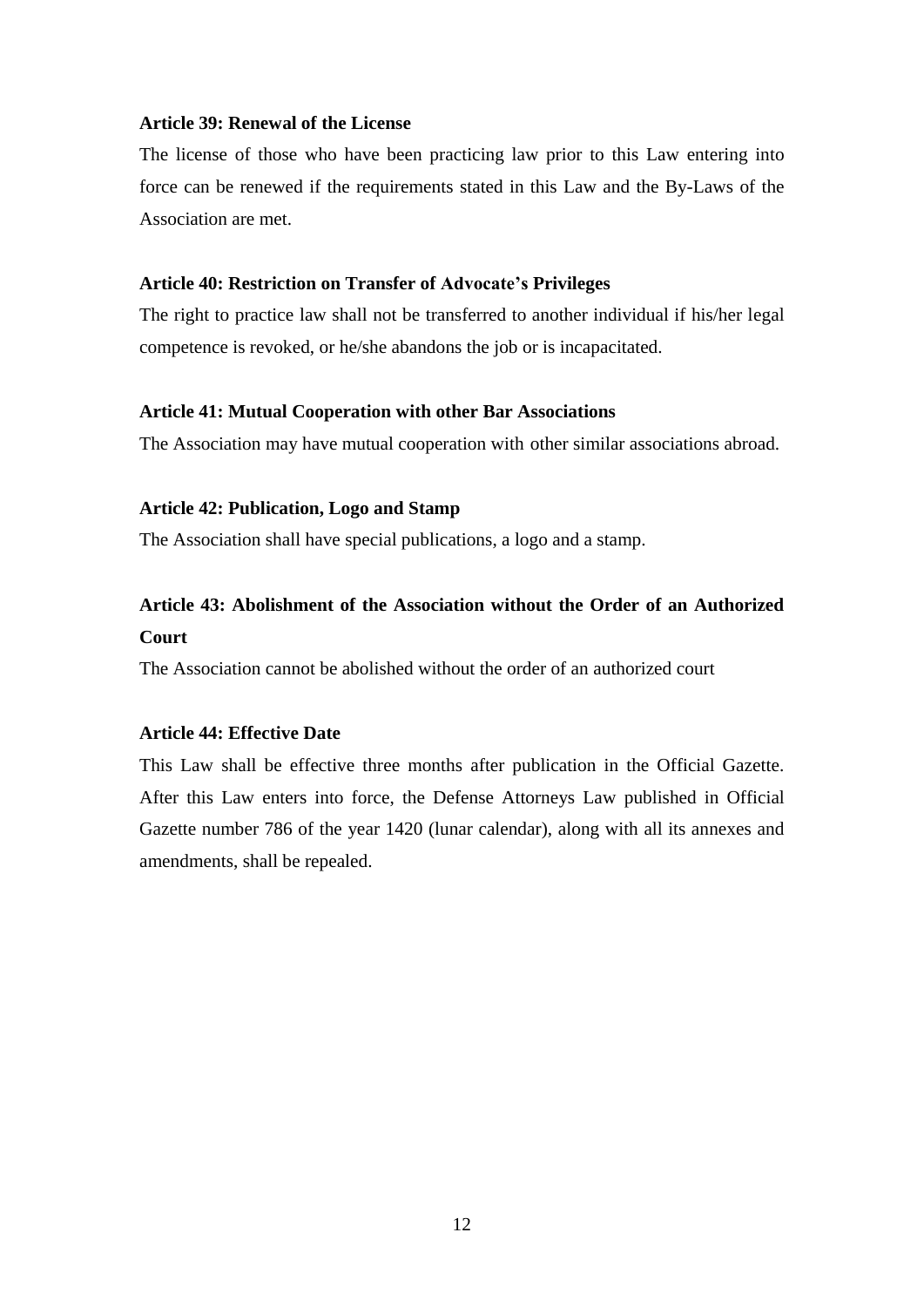**Article 39: Renewal of the License**

The license of those who have been practicing law prior to this Law entering into force can be renewed if the requirements stated in this Law and the By-Laws of the Association are met.

**Article 40: Restriction on Transfer of Advocate's Privileges**

The right to practice law shall not be transferred to another individual if his/her legal competence is revoked, or he/she abandons the job or is incapacitated.

**Article 41: Mutual Cooperation with other Bar Associations**

The Association may have mutual cooperation with other similar associations abroad.

**Article 42: Publication, Logo and Stamp**

The Association shall have special publications, a logo and a stamp.

**Article 43: Abolishment of the Association without the Order of an Authorized Court**

The Association cannot be abolished without the order of an authorized court

**Article 44: Effective Date**

This Law shall be effective three months after publication in the Official Gazette. After this Law enters into force, the Defense Attorneys Law published in Official Gazette number 786 of the year 1420 (lunar calendar), along with all its annexes and amendments, shall be repealed.